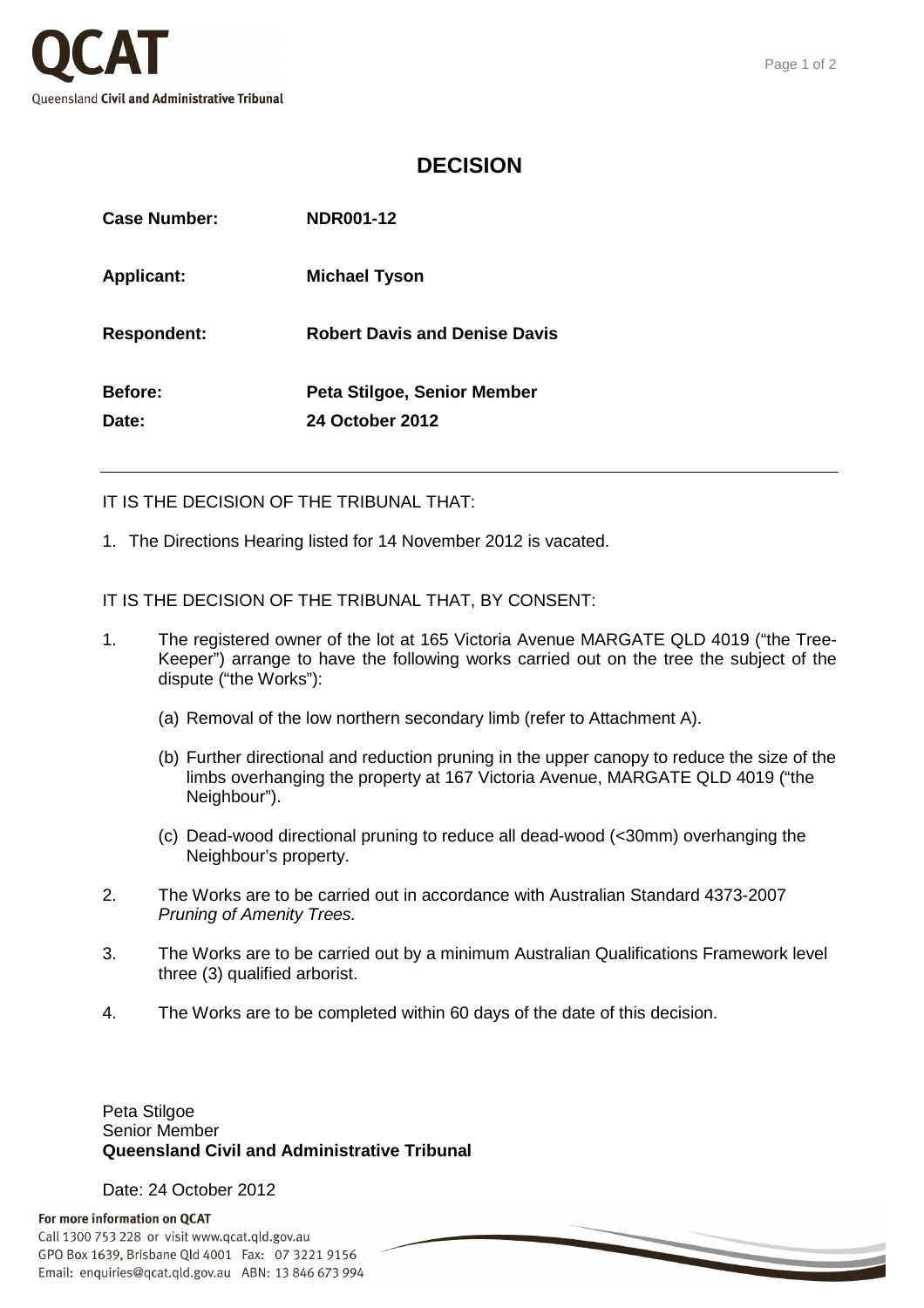QCAT

Queensland **Civil and Administrative Tribunal**

# DECISION

| | |
|---|---|
| **Case Number:** | **NDR001-12** |
| **Applicant:** | **Michael Tyson** |
| **Respondent:** | **Robert Davis and Denise Davis** |
| **Before:** | **Peta Stilgoe, Senior Member** |
| **Date:** | **24 October 2012** |

---

IT IS THE DECISION OF THE TRIBUNAL THAT:

1. The Directions Hearing listed for 14 November 2012 is vacated.

IT IS THE DECISION OF THE TRIBUNAL THAT, BY CONSENT:

1. The registered owner of the lot at 165 Victoria Avenue MARGATE QLD 4019 ("the Tree-Keeper") arrange to have the following works carried out on the tree the subject of the dispute ("the Works"):

   (a) Removal of the low northern secondary limb (refer to Attachment A).

   (b) Further directional and reduction pruning in the upper canopy to reduce the size of the limbs overhanging the property at 167 Victoria Avenue, MARGATE QLD 4019 ("the Neighbour").

   (c) Dead-wood directional pruning to reduce all dead-wood (<30mm) overhanging the Neighbour's property.

2. The Works are to be carried out in accordance with Australian Standard 4373-2007 *Pruning of Amenity Trees.*

3. The Works are to be carried out by a minimum Australian Qualifications Framework level three (3) qualified arborist.

4. The Works are to be completed within 60 days of the date of this decision.

Peta Stilgoe
Senior Member
**Queensland Civil and Administrative Tribunal**

Date: 24 October 2012

**For more information on QCAT**
Call 1300 753 228 or visit www.qcat.qld.gov.au
GPO Box 1639, Brisbane Qld 4001 Fax: 07 3221 9156
Email: enquiries@qcat.qld.gov.au ABN: 13 846 673 994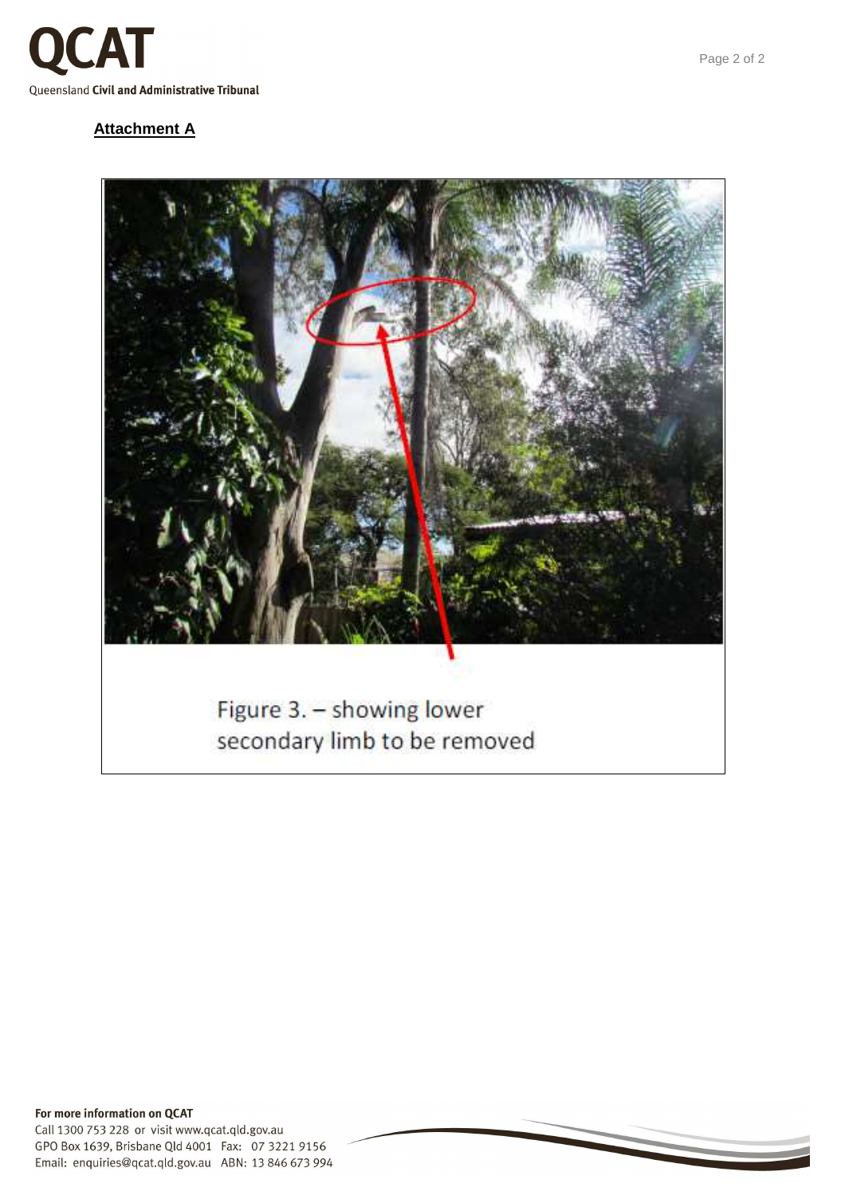**Attachment A**

Figure 3. – showing lower secondary limb to be removed